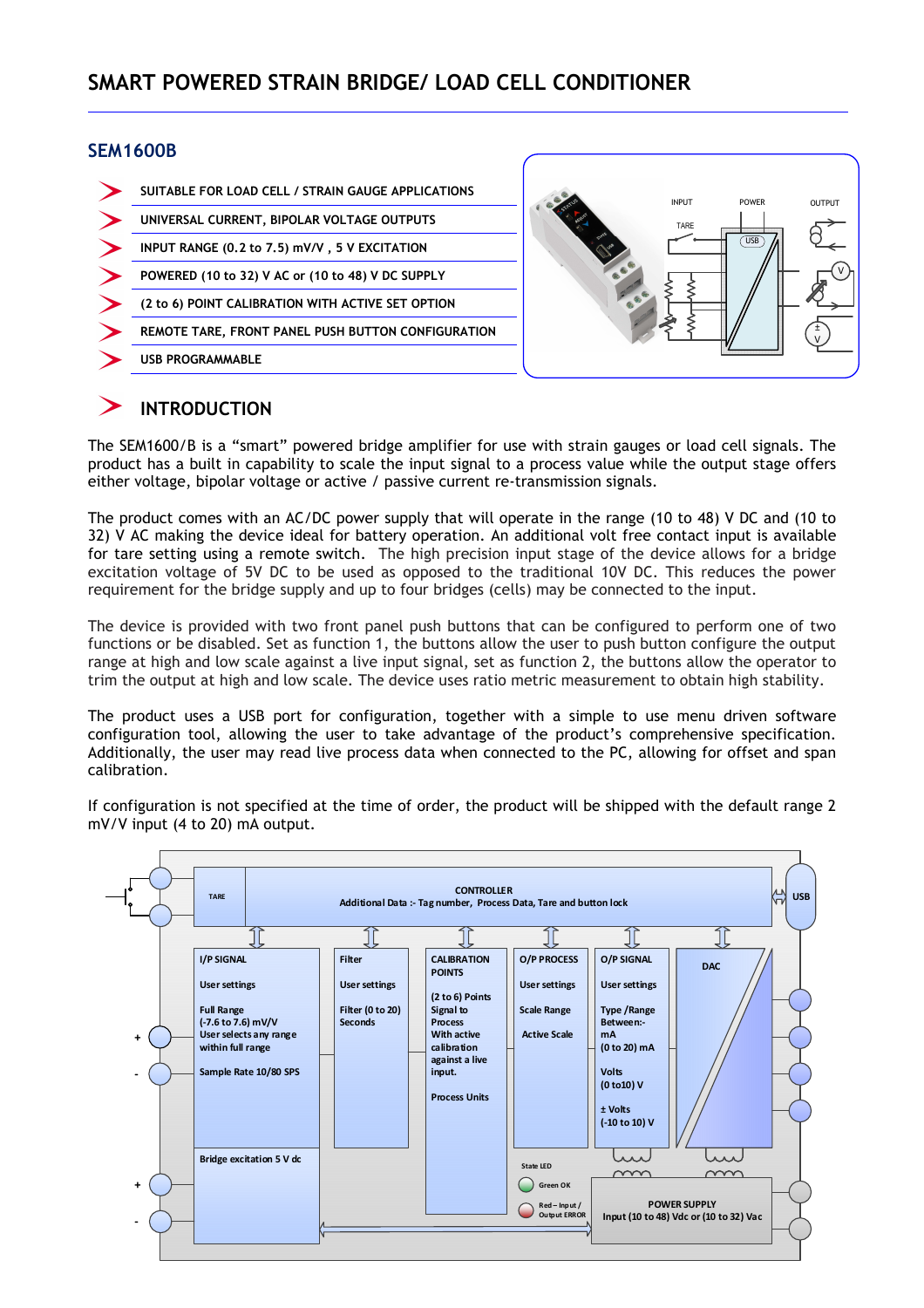# SMART POWERED STRAIN BRIDGE/ LOAD CELL CONDITIONER

## SEM1600B

- SUITABLE FOR LOAD CELL / STRAIN GAUGE APPLICATIONS
- UNIVERSAL CURRENT, BIPOLAR VOLTAGE OUTPUTS
- INPUT RANGE (0.2 to 7.5) mV/V , 5 V EXCITATION
- POWERED (10 to 32) V AC or (10 to 48) V DC SUPPLY
- (2 to 6) POINT CALIBRATION WITH ACTIVE SET OPTION
- REMOTE TARE, FRONT PANEL PUSH BUTTON CONFIGURATION
- USB PROGRAMMABLE

## INTRODUCTION

The SEM1600/B is a "smart" powered bridge amplifier for use with strain gauges or load cell signals. The product has a built in capability to scale the input signal to a process value while the output stage offers either voltage, bipolar voltage or active / passive current re-transmission signals.

The product comes with an AC/DC power supply that will operate in the range (10 to 48) V DC and (10 to 32) V AC making the device ideal for battery operation. An additional volt free contact input is available for tare setting using a remote switch. The high precision input stage of the device allows for a bridge excitation voltage of 5V DC to be used as opposed to the traditional 10V DC. This reduces the power requirement for the bridge supply and up to four bridges (cells) may be connected to the input.

The device is provided with two front panel push buttons that can be configured to perform one of two functions or be disabled. Set as function 1, the buttons allow the user to push button configure the output range at high and low scale against a live input signal, set as function 2, the buttons allow the operator to trim the output at high and low scale. The device uses ratio metric measurement to obtain high stability.

The product uses a USB port for configuration, together with a simple to use menu driven software configuration tool, allowing the user to take advantage of the product's comprehensive specification. Additionally, the user may read live process data when connected to the PC, allowing for offset and span calibration.

If configuration is not specified at the time of order, the product will be shipped with the default range 2 mV/V input (4 to 20) mA output.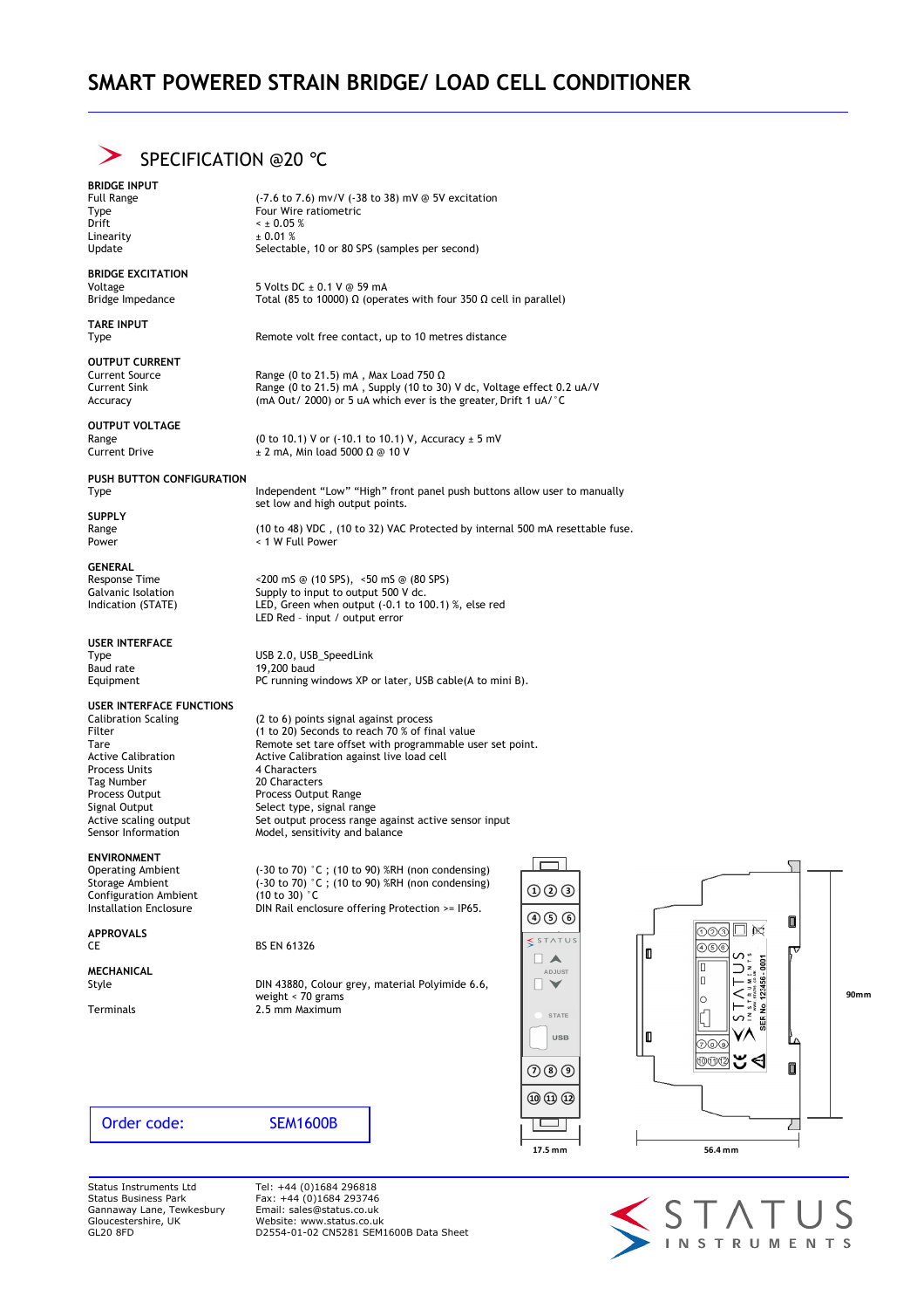# SMART POWERED STRAIN BRIDGE/ LOAD CELL CONDITIONER

## SPECIFICATION @20 °C

**BRIDGE INPUT**

| | |
|---|---|
| Full Range | (-7.6 to 7.6) mv/V (-38 to 38) mV @ 5V excitation |
| Type | Four Wire ratiometric |
| Drift | < ± 0.05 % |
| Linearity | ± 0.01 % |
| Update | Selectable, 10 or 80 SPS (samples per second) |

**BRIDGE EXCITATION**

| | |
|---|---|
| Voltage | 5 Volts DC ± 0.1 V @ 59 mA |
| Bridge Impedance | Total (85 to 10000) Ω (operates with four 350 Ω cell in parallel) |

**TARE INPUT**

| | |
|---|---|
| Type | Remote volt free contact, up to 10 metres distance |

**OUTPUT CURRENT**

| | |
|---|---|
| Current Source | Range (0 to 21.5) mA , Max Load 750 Ω |
| Current Sink | Range (0 to 21.5) mA , Supply (10 to 30) V dc, Voltage effect 0.2 uA/V |
| Accuracy | (mA Out/ 2000) or 5 uA which ever is the greater, Drift 1 uA/ °C |

**OUTPUT VOLTAGE**

| | |
|---|---|
| Range | (0 to 10.1) V or (-10.1 to 10.1) V, Accuracy ± 5 mV |
| Current Drive | ± 2 mA, Min load 5000 Ω @ 10 V |

**PUSH BUTTON CONFIGURATION**

| | |
|---|---|
| Type | Independent “Low” “High” front panel push buttons allow user to manually set low and high output points. |

**SUPPLY**

| | |
|---|---|
| Range | (10 to 48) VDC , (10 to 32) VAC Protected by internal 500 mA resettable fuse. |
| Power | < 1 W Full Power |

**GENERAL**

| | |
|---|---|
| Response Time | <200 mS @ (10 SPS), <50 mS @ (80 SPS) |
| Galvanic Isolation | Supply to input to output 500 V dc. |
| Indication (STATE) | LED, Green when output (-0.1 to 100.1) %, else red<br>LED Red - input / output error |

**USER INTERFACE**

| | |
|---|---|
| Type | USB 2.0, USB_SpeedLink |
| Baud rate | 19,200 baud |
| Equipment | PC running windows XP or later, USB cable(A to mini B). |

**USER INTERFACE FUNCTIONS**

| | |
|---|---|
| Calibration Scaling | (2 to 6) points signal against process |
| Filter | (1 to 20) Seconds to reach 70 % of final value |
| Tare | Remote set tare offset with programmable user set point. |
| Active Calibration | Active Calibration against live load cell |
| Process Units | 4 Characters |
| Tag Number | 20 Characters |
| Process Output | Process Output Range |
| Signal Output | Select type, signal range |
| Active scaling output | Set output process range against active sensor input |
| Sensor Information | Model, sensitivity and balance |

**ENVIRONMENT**

| | |
|---|---|
| Operating Ambient | (-30 to 70) °C ; (10 to 90) %RH (non condensing) |
| Storage Ambient | (-30 to 70) °C ; (10 to 90) %RH (non condensing) |
| Configuration Ambient | (10 to 30) °C |
| Installation Enclosure | DIN Rail enclosure offering Protection >= IP65. |

**APPROVALS**

| | |
|---|---|
| CE | BS EN 61326 |

**MECHANICAL**

| | |
|---|---|
| Style | DIN 43880, Colour grey, material Polyimide 6.6, weight < 70 grams |
| Terminals | 2.5 mm Maximum |

17.5 mm

56.4 mm

90mm

**Order code: SEM1600B**

Status Instruments Ltd
Status Business Park
Gannaway Lane, Tewkesbury
Gloucestershire, UK
GL20 8FD

Tel: +44 (0)1684 296818
Fax: +44 (0)1684 293746
Email: sales@status.co.uk
Website: www.status.co.uk
D2554-01-02 CN5281 SEM1600B Data Sheet